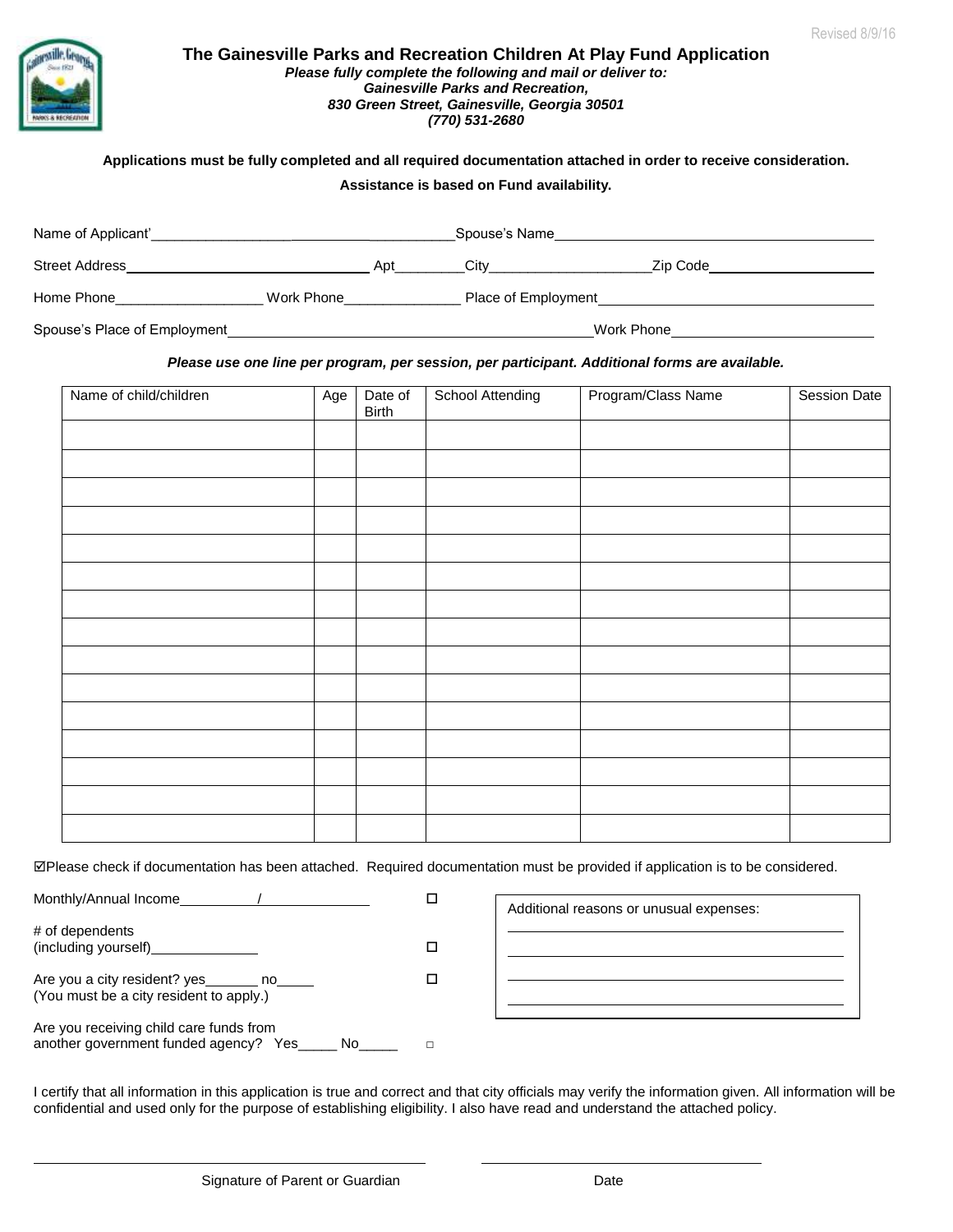Revised 8/9/16

# The Gainesville Parks and Recreation Children At Play Fund Application

***Please fully complete the following and mail or deliver to:***
***Gainesville Parks and Recreation,***
***830 Green Street, Gainesville, Georgia 30501***
***(770) 531-2680***

**Applications must be fully completed and all required documentation attached in order to receive consideration.**

**Assistance is based on Fund availability.**

Name of Applicant'______________________________ Spouse's Name______________________________

Street Address______________________________ Apt________City____________________Zip Code____________________

Home Phone__________________ Work Phone______________ Place of Employment______________________________

Spouse's Place of Employment______________________________ Work Phone______________________

***Please use one line per program, per session, per participant. Additional forms are available.***

| Name of child/children | Age | Date of Birth | School Attending | Program/Class Name | Session Date |
|---|---|---|---|---|---|
| | | | | | |
| | | | | | |
| | | | | | |
| | | | | | |
| | | | | | |
| | | | | | |
| | | | | | |
| | | | | | |
| | | | | | |
| | | | | | |
| | | | | | |
| | | | | | |
| | | | | | |
| | | | | | |
| | | | | | |

☑Please check if documentation has been attached. Required documentation must be provided if application is to be considered.

Monthly/Annual Income__________/______________ ☐

# of dependents
(including yourself)______________ ☐

Are you a city resident? yes_______ no_____ ☐
(You must be a city resident to apply.)

Are you receiving child care funds from
another government funded agency? Yes_____ No_____ ☐

Additional reasons or unusual expenses:

______________________________

______________________________

______________________________

______________________________

I certify that all information in this application is true and correct and that city officials may verify the information given. All information will be confidential and used only for the purpose of establishing eligibility. I also have read and understand the attached policy.

______________________________ ______________________________

Signature of Parent or Guardian Date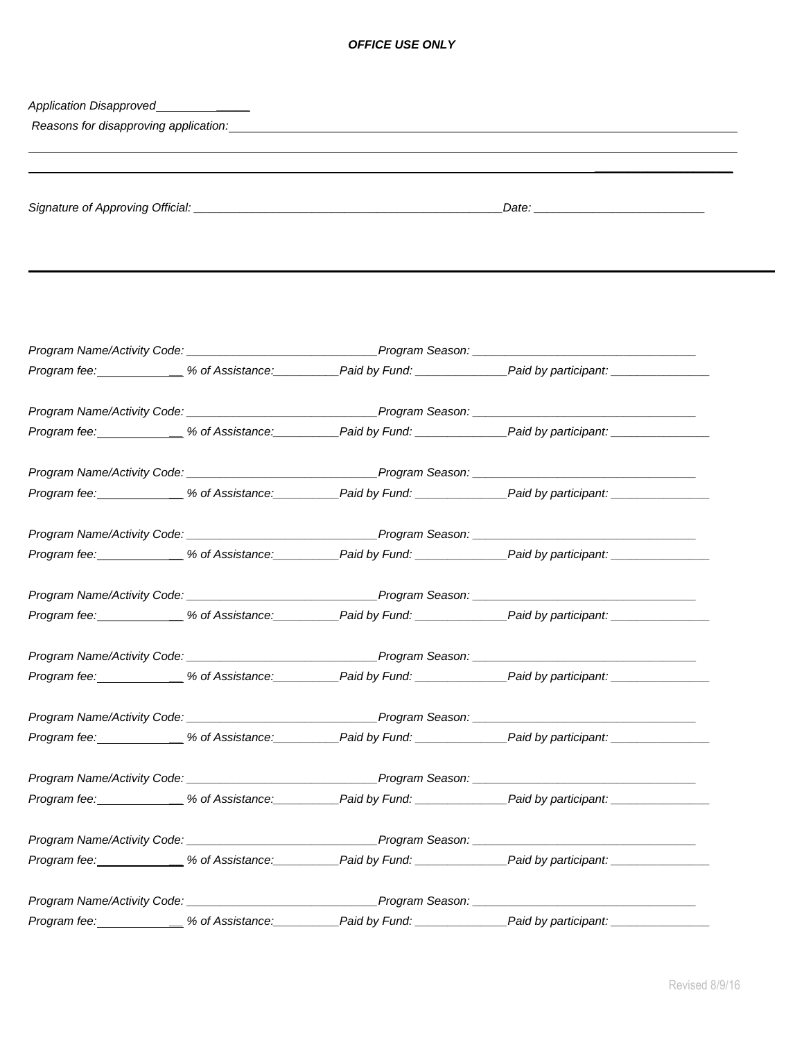***OFFICE USE ONLY***

*Application Disapproved______________*

*Reasons for disapproving application:*______________________________________________________________________________

______________________________________________________________________________________________________

______________________________________________________________________________________________________

*Signature of Approving Official:* _______________________________________________*Date:* __________________________

---

*Program Name/Activity Code:* ____________________________*Program Season:* __________________________________

*Program fee:*______________ *% of Assistance:*__________*Paid by Fund:* ______________*Paid by participant:* _______________

*Program Name/Activity Code:* ____________________________*Program Season:* __________________________________

*Program fee:*______________ *% of Assistance:*__________*Paid by Fund:* ______________*Paid by participant:* _______________

*Program Name/Activity Code:* ____________________________*Program Season:* __________________________________

*Program fee:*______________ *% of Assistance:*__________*Paid by Fund:* ______________*Paid by participant:* _______________

*Program Name/Activity Code:* ____________________________*Program Season:* __________________________________

*Program fee:*______________ *% of Assistance:*__________*Paid by Fund:* ______________*Paid by participant:* _______________

*Program Name/Activity Code:* ____________________________*Program Season:* __________________________________

*Program fee:*______________ *% of Assistance:*__________*Paid by Fund:* ______________*Paid by participant:* _______________

*Program Name/Activity Code:* ____________________________*Program Season:* __________________________________

*Program fee:*______________ *% of Assistance:*__________*Paid by Fund:* ______________*Paid by participant:* _______________

*Program Name/Activity Code:* ____________________________*Program Season:* __________________________________

*Program fee:*______________ *% of Assistance:*__________*Paid by Fund:* ______________*Paid by participant:* _______________

*Program Name/Activity Code:* ____________________________*Program Season:* __________________________________

*Program fee:*______________ *% of Assistance:*__________*Paid by Fund:* ______________*Paid by participant:* _______________

*Program Name/Activity Code:* ____________________________*Program Season:* __________________________________

*Program fee:*______________ *% of Assistance:*__________*Paid by Fund:* ______________*Paid by participant:* _______________

*Program Name/Activity Code:* ____________________________*Program Season:* __________________________________

*Program fee:*______________ *% of Assistance:*__________*Paid by Fund:* ______________*Paid by participant:* _______________

Revised 8/9/16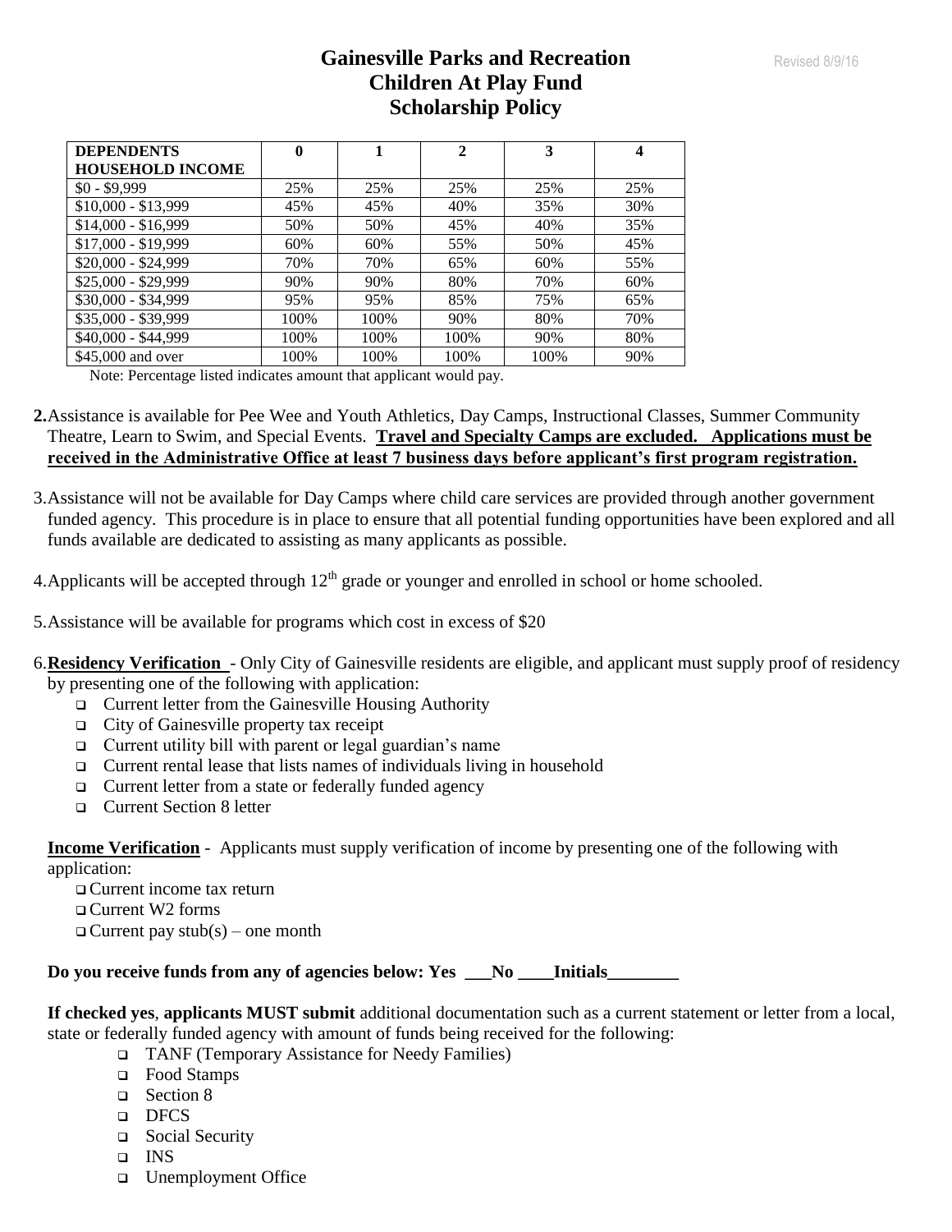# Gainesville Parks and Recreation
# Children At Play Fund
# Scholarship Policy

Revised 8/9/16

| DEPENDENTS HOUSEHOLD INCOME | 0 | 1 | 2 | 3 | 4 |
|---|---|---|---|---|---|
| $0 - $9,999 | 25% | 25% | 25% | 25% | 25% |
| $10,000 - $13,999 | 45% | 45% | 40% | 35% | 30% |
| $14,000 - $16,999 | 50% | 50% | 45% | 40% | 35% |
| $17,000 - $19,999 | 60% | 60% | 55% | 50% | 45% |
| $20,000 - $24,999 | 70% | 70% | 65% | 60% | 55% |
| $25,000 - $29,999 | 90% | 90% | 80% | 70% | 60% |
| $30,000 - $34,999 | 95% | 95% | 85% | 75% | 65% |
| $35,000 - $39,999 | 100% | 100% | 90% | 80% | 70% |
| $40,000 - $44,999 | 100% | 100% | 100% | 90% | 80% |
| $45,000 and over | 100% | 100% | 100% | 100% | 90% |

Note: Percentage listed indicates amount that applicant would pay.

**2.** Assistance is available for Pee Wee and Youth Athletics, Day Camps, Instructional Classes, Summer Community Theatre, Learn to Swim, and Special Events. **Travel and Specialty Camps are excluded. Applications must be received in the Administrative Office at least 7 business days before applicant's first program registration.**

3. Assistance will not be available for Day Camps where child care services are provided through another government funded agency. This procedure is in place to ensure that all potential funding opportunities have been explored and all funds available are dedicated to assisting as many applicants as possible.

4. Applicants will be accepted through 12th grade or younger and enrolled in school or home schooled.

5. Assistance will be available for programs which cost in excess of $20

6. **Residency Verification** - Only City of Gainesville residents are eligible, and applicant must supply proof of residency by presenting one of the following with application:

- ❑ Current letter from the Gainesville Housing Authority
- ❑ City of Gainesville property tax receipt
- ❑ Current utility bill with parent or legal guardian's name
- ❑ Current rental lease that lists names of individuals living in household
- ❑ Current letter from a state or federally funded agency
- ❑ Current Section 8 letter

**Income Verification** - Applicants must supply verification of income by presenting one of the following with application:

- ❑ Current income tax return
- ❑ Current W2 forms
- ❑ Current pay stub(s) – one month

**Do you receive funds from any of agencies below: Yes \_\_\_No \_\_\_\_Initials\_\_\_\_\_\_\_\_**

**If checked yes**, **applicants MUST submit** additional documentation such as a current statement or letter from a local, state or federally funded agency with amount of funds being received for the following:

- ❑ TANF (Temporary Assistance for Needy Families)
- ❑ Food Stamps
- ❑ Section 8
- ❑ DFCS
- ❑ Social Security
- ❑ INS
- ❑ Unemployment Office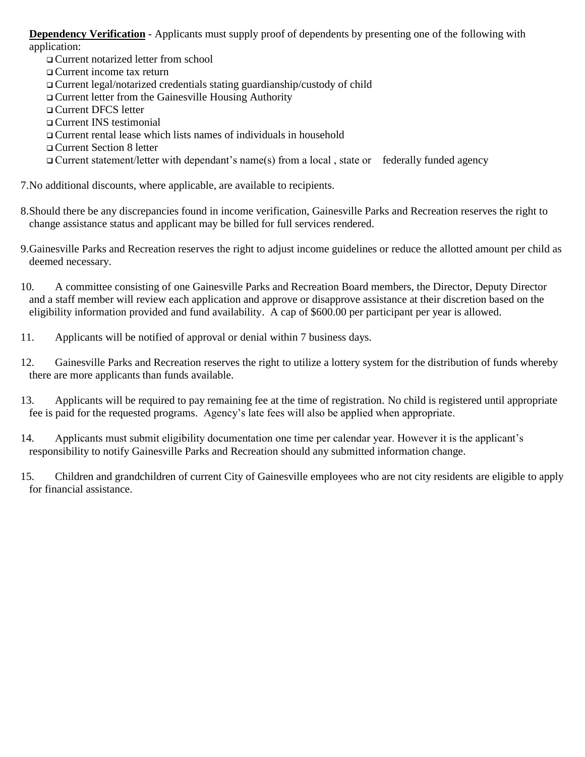**<u>Dependency Verification</u>** - Applicants must supply proof of dependents by presenting one of the following with application:

- ❑ Current notarized letter from school
- ❑ Current income tax return
- ❑ Current legal/notarized credentials stating guardianship/custody of child
- ❑ Current letter from the Gainesville Housing Authority
- ❑ Current DFCS letter
- ❑ Current INS testimonial
- ❑ Current rental lease which lists names of individuals in household
- ❑ Current Section 8 letter
- ❑ Current statement/letter with dependant's name(s) from a local , state or federally funded agency

7. No additional discounts, where applicable, are available to recipients.

8. Should there be any discrepancies found in income verification, Gainesville Parks and Recreation reserves the right to change assistance status and applicant may be billed for full services rendered.

9. Gainesville Parks and Recreation reserves the right to adjust income guidelines or reduce the allotted amount per child as deemed necessary.

10. A committee consisting of one Gainesville Parks and Recreation Board members, the Director, Deputy Director and a staff member will review each application and approve or disapprove assistance at their discretion based on the eligibility information provided and fund availability. A cap of $600.00 per participant per year is allowed.

11. Applicants will be notified of approval or denial within 7 business days.

12. Gainesville Parks and Recreation reserves the right to utilize a lottery system for the distribution of funds whereby there are more applicants than funds available.

13. Applicants will be required to pay remaining fee at the time of registration. No child is registered until appropriate fee is paid for the requested programs. Agency's late fees will also be applied when appropriate.

14. Applicants must submit eligibility documentation one time per calendar year. However it is the applicant's responsibility to notify Gainesville Parks and Recreation should any submitted information change.

15. Children and grandchildren of current City of Gainesville employees who are not city residents are eligible to apply for financial assistance.